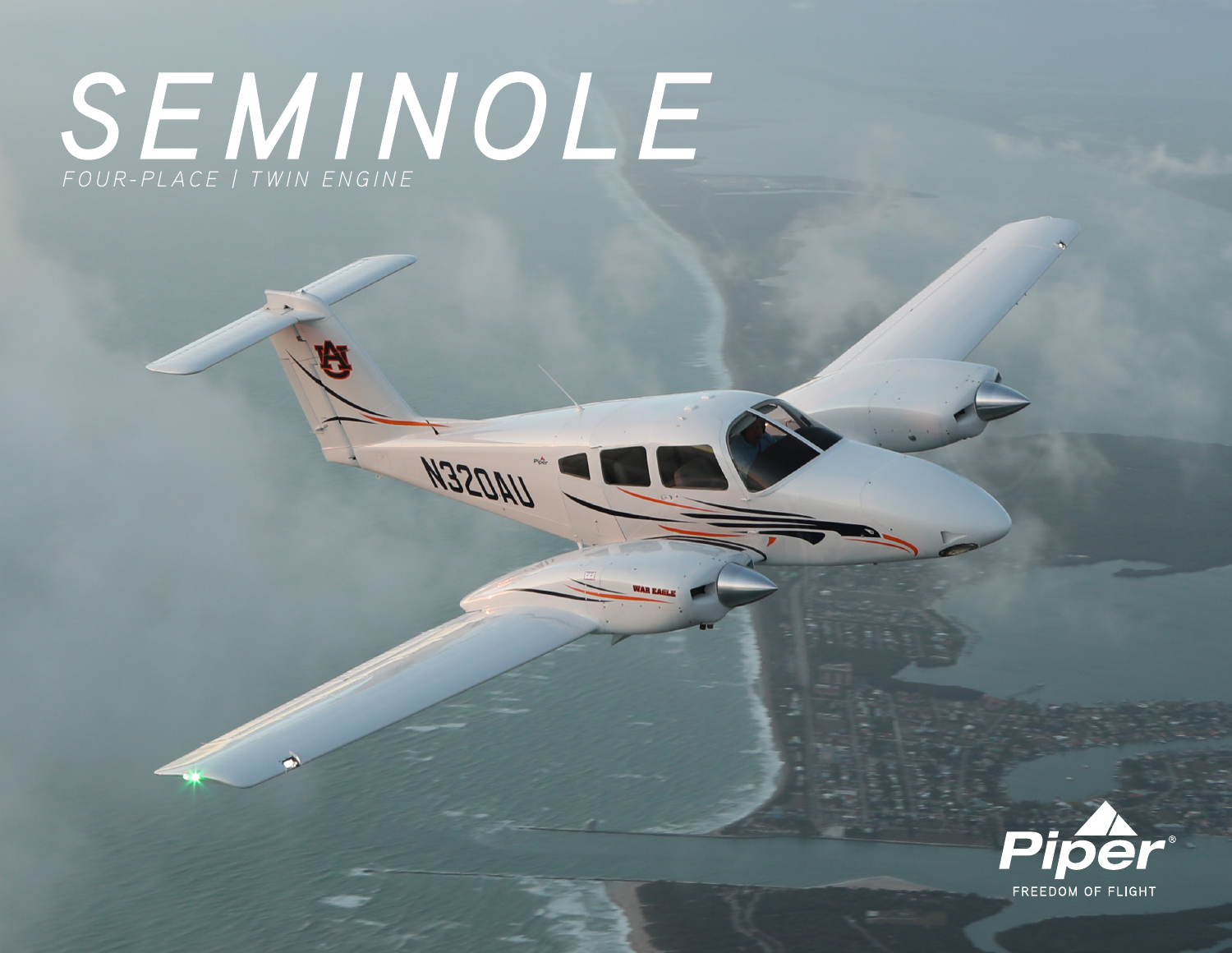# SEMINOLE

*FOUR-PLACE | TWIN ENGINE*

Piper®

FREEDOM OF FLIGHT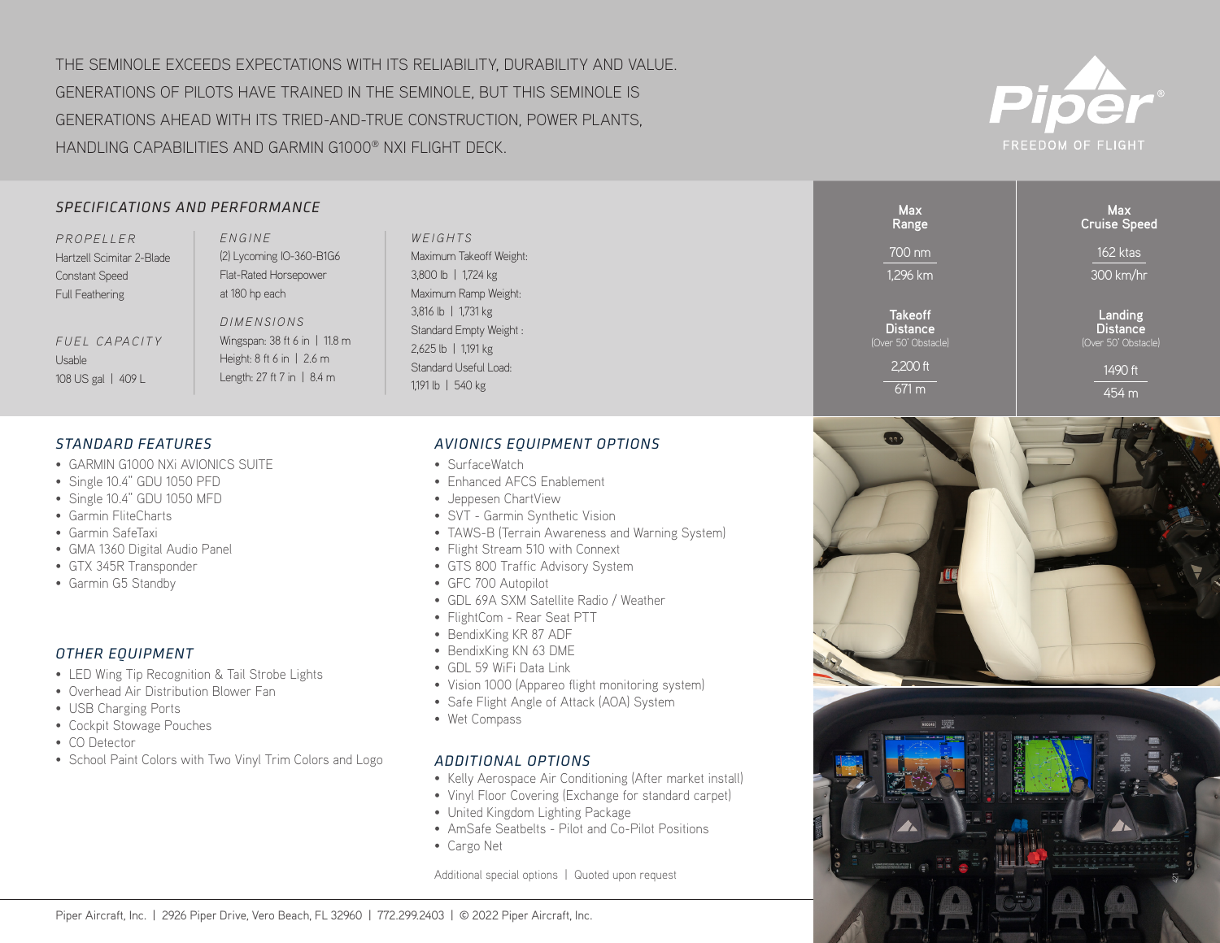THE SEMINOLE EXCEEDS EXPECTATIONS WITH ITS RELIABILITY, DURABILITY AND VALUE. GENERATIONS OF PILOTS HAVE TRAINED IN THE SEMINOLE, BUT THIS SEMINOLE IS GENERATIONS AHEAD WITH ITS TRIED-AND-TRUE CONSTRUCTION, POWER PLANTS, HANDLING CAPABILITIES AND GARMIN G1000® NXI FLIGHT DECK.

Piper®
FREEDOM OF FLIGHT

## SPECIFICATIONS AND PERFORMANCE

### PROPELLER
Hartzell Scimitar 2-Blade
Constant Speed
Full Feathering

### FUEL CAPACITY
Usable
108 US gal | 409 L

### ENGINE
(2) Lycoming IO-360-B1G6
Flat-Rated Horsepower
at 180 hp each

### DIMENSIONS
Wingspan: 38 ft 6 in | 11.8 m
Height: 8 ft 6 in | 2.6 m
Length: 27 ft 7 in | 8.4 m

### WEIGHTS
Maximum Takeoff Weight:
3,800 lb | 1,724 kg
Maximum Ramp Weight:
3,816 lb | 1,731 kg
Standard Empty Weight :
2,625 lb | 1,191 kg
Standard Useful Load:
1,191 lb | 540 kg

**Max Range**
700 nm
1,296 km

**Max Cruise Speed**
162 ktas
300 km/hr

**Takeoff Distance**
(Over 50' Obstacle)
2,200 ft
671 m

**Landing Distance**
(Over 50' Obstacle)
1490 ft
454 m

## STANDARD FEATURES
- GARMIN G1000 NXi AVIONICS SUITE
- Single 10.4" GDU 1050 PFD
- Single 10.4" GDU 1050 MFD
- Garmin FliteCharts
- Garmin SafeTaxi
- GMA 1360 Digital Audio Panel
- GTX 345R Transponder
- Garmin G5 Standby

## OTHER EQUIPMENT
- LED Wing Tip Recognition & Tail Strobe Lights
- Overhead Air Distribution Blower Fan
- USB Charging Ports
- Cockpit Stowage Pouches
- CO Detector
- School Paint Colors with Two Vinyl Trim Colors and Logo

## AVIONICS EQUIPMENT OPTIONS
- SurfaceWatch
- Enhanced AFCS Enablement
- Jeppesen ChartView
- SVT - Garmin Synthetic Vision
- TAWS-B (Terrain Awareness and Warning System)
- Flight Stream 510 with Connext
- GTS 800 Traffic Advisory System
- GFC 700 Autopilot
- GDL 69A SXM Satellite Radio / Weather
- FlightCom - Rear Seat PTT
- BendixKing KR 87 ADF
- BendixKing KN 63 DME
- GDL 59 WiFi Data Link
- Vision 1000 (Appareo flight monitoring system)
- Safe Flight Angle of Attack (AOA) System
- Wet Compass

## ADDITIONAL OPTIONS
- Kelly Aerospace Air Conditioning (After market install)
- Vinyl Floor Covering (Exchange for standard carpet)
- United Kingdom Lighting Package
- AmSafe Seatbelts - Pilot and Co-Pilot Positions
- Cargo Net

Additional special options | Quoted upon request

Piper Aircraft, Inc. | 2926 Piper Drive, Vero Beach, FL 32960 | 772.299.2403 | © 2022 Piper Aircraft, Inc.